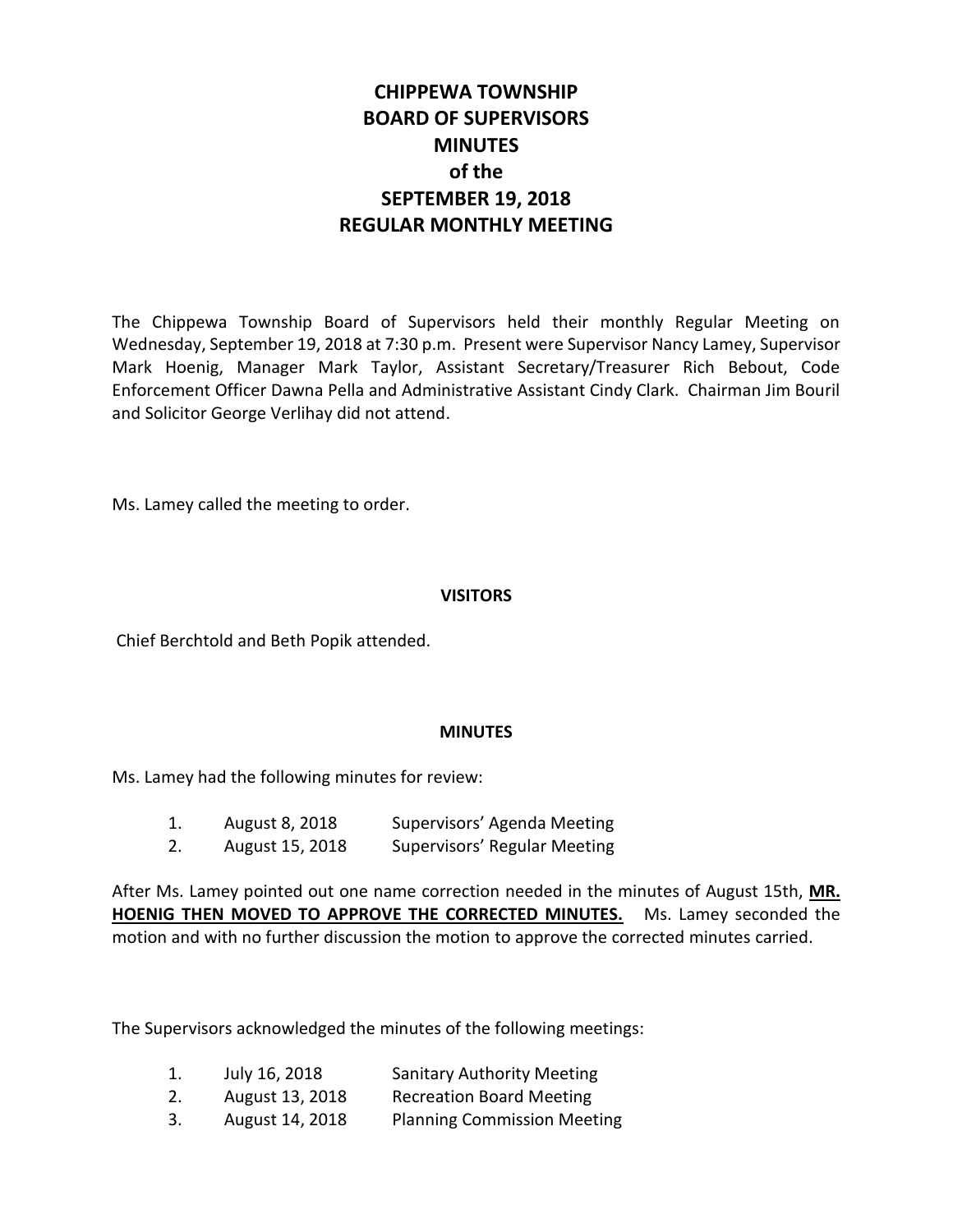# CHIPPEWA TOWNSHIP BOARD OF SUPERVISORS MINUTES of the SEPTEMBER 19, 2018 REGULAR MONTHLY MEETING

The Chippewa Township Board of Supervisors held their monthly Regular Meeting on Wednesday, September 19, 2018 at 7:30 p.m. Present were Supervisor Nancy Lamey, Supervisor Mark Hoenig, Manager Mark Taylor, Assistant Secretary/Treasurer Rich Bebout, Code Enforcement Officer Dawna Pella and Administrative Assistant Cindy Clark. Chairman Jim Bouril and Solicitor George Verlihay did not attend.

Ms. Lamey called the meeting to order.

## VISITORS

Chief Berchtold and Beth Popik attended.

## MINUTES

Ms. Lamey had the following minutes for review:

1. August 8, 2018 Supervisors' Agenda Meeting
2. August 15, 2018 Supervisors' Regular Meeting

After Ms. Lamey pointed out one name correction needed in the minutes of August 15th, **<u>MR. HOENIG THEN MOVED TO APPROVE THE CORRECTED MINUTES.</u>** Ms. Lamey seconded the motion and with no further discussion the motion to approve the corrected minutes carried.

The Supervisors acknowledged the minutes of the following meetings:

1. July 16, 2018 Sanitary Authority Meeting
2. August 13, 2018 Recreation Board Meeting
3. August 14, 2018 Planning Commission Meeting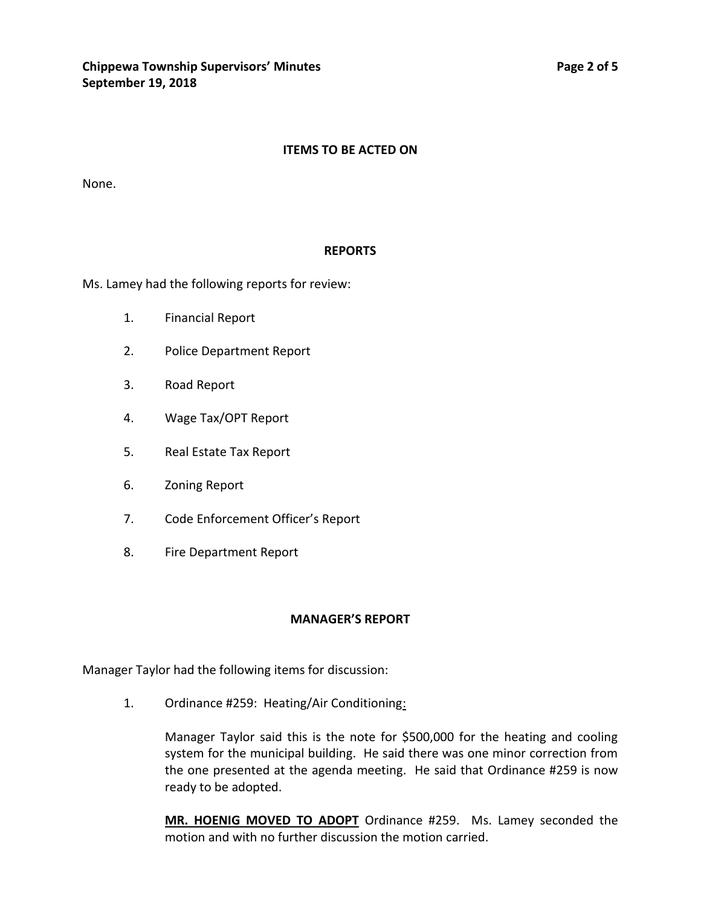## ITEMS TO BE ACTED ON

None.

## REPORTS

Ms. Lamey had the following reports for review:

1. Financial Report
2. Police Department Report
3. Road Report
4. Wage Tax/OPT Report
5. Real Estate Tax Report
6. Zoning Report
7. Code Enforcement Officer's Report
8. Fire Department Report

## MANAGER'S REPORT

Manager Taylor had the following items for discussion:

1. Ordinance #259: Heating/Air Conditioning:

   Manager Taylor said this is the note for $500,000 for the heating and cooling system for the municipal building. He said there was one minor correction from the one presented at the agenda meeting. He said that Ordinance #259 is now ready to be adopted.

   **MR. HOENIG MOVED TO ADOPT** Ordinance #259. Ms. Lamey seconded the motion and with no further discussion the motion carried.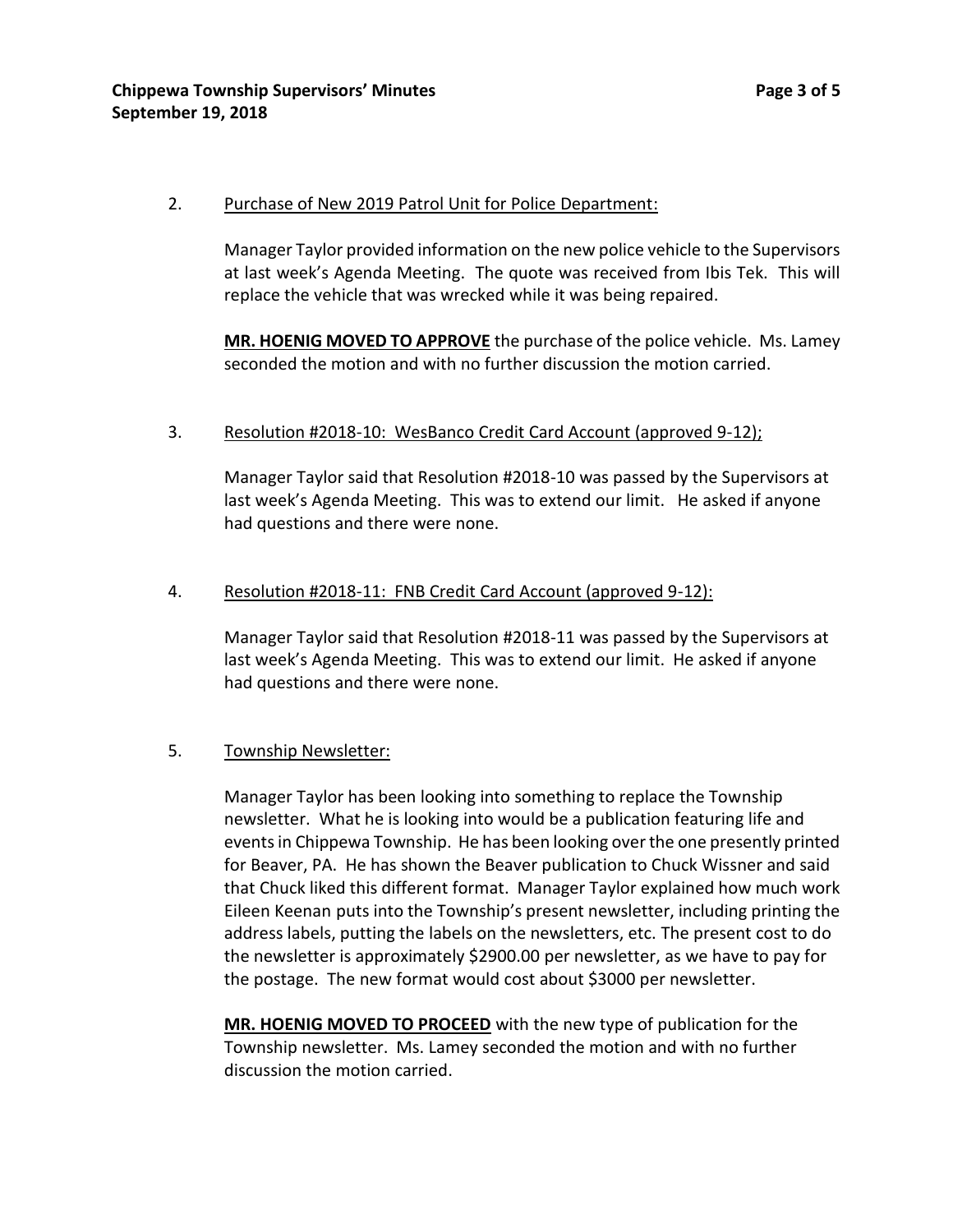2. <u>Purchase of New 2019 Patrol Unit for Police Department:</u>

   Manager Taylor provided information on the new police vehicle to the Supervisors at last week's Agenda Meeting. The quote was received from Ibis Tek. This will replace the vehicle that was wrecked while it was being repaired.

   **<u>MR. HOENIG MOVED TO APPROVE</u>** the purchase of the police vehicle. Ms. Lamey seconded the motion and with no further discussion the motion carried.

3. <u>Resolution #2018-10: WesBanco Credit Card Account (approved 9-12);</u>

   Manager Taylor said that Resolution #2018-10 was passed by the Supervisors at last week's Agenda Meeting. This was to extend our limit. He asked if anyone had questions and there were none.

4. <u>Resolution #2018-11: FNB Credit Card Account (approved 9-12):</u>

   Manager Taylor said that Resolution #2018-11 was passed by the Supervisors at last week's Agenda Meeting. This was to extend our limit. He asked if anyone had questions and there were none.

5. <u>Township Newsletter:</u>

   Manager Taylor has been looking into something to replace the Township newsletter. What he is looking into would be a publication featuring life and events in Chippewa Township. He has been looking over the one presently printed for Beaver, PA. He has shown the Beaver publication to Chuck Wissner and said that Chuck liked this different format. Manager Taylor explained how much work Eileen Keenan puts into the Township's present newsletter, including printing the address labels, putting the labels on the newsletters, etc. The present cost to do the newsletter is approximately $2900.00 per newsletter, as we have to pay for the postage. The new format would cost about $3000 per newsletter.

   **<u>MR. HOENIG MOVED TO PROCEED</u>** with the new type of publication for the Township newsletter. Ms. Lamey seconded the motion and with no further discussion the motion carried.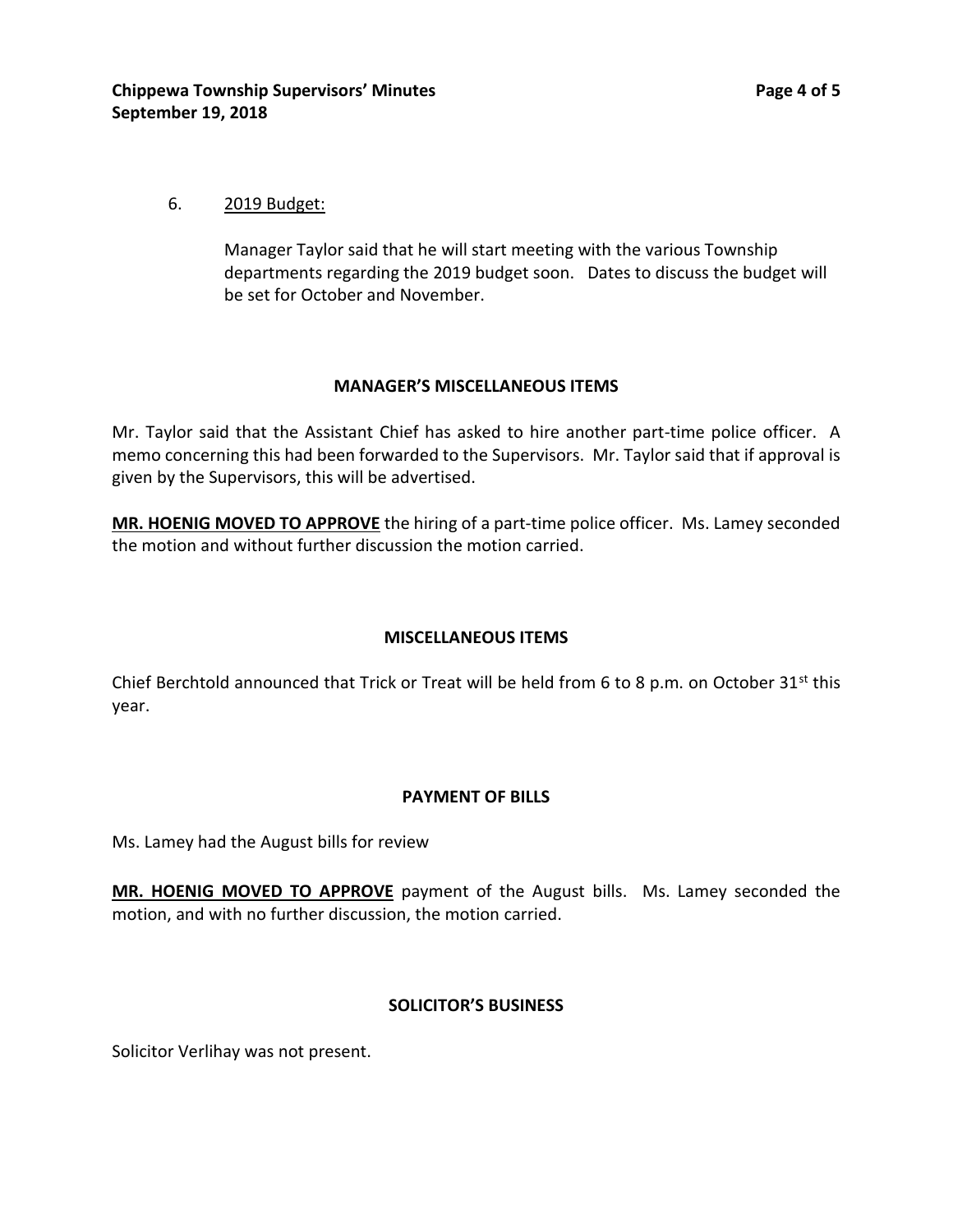6. 2019 Budget:

   Manager Taylor said that he will start meeting with the various Township departments regarding the 2019 budget soon. Dates to discuss the budget will be set for October and November.

## MANAGER'S MISCELLANEOUS ITEMS

Mr. Taylor said that the Assistant Chief has asked to hire another part-time police officer. A memo concerning this had been forwarded to the Supervisors. Mr. Taylor said that if approval is given by the Supervisors, this will be advertised.

**MR. HOENIG MOVED TO APPROVE** the hiring of a part-time police officer. Ms. Lamey seconded the motion and without further discussion the motion carried.

## MISCELLANEOUS ITEMS

Chief Berchtold announced that Trick or Treat will be held from 6 to 8 p.m. on October 31st this year.

## PAYMENT OF BILLS

Ms. Lamey had the August bills for review

**MR. HOENIG MOVED TO APPROVE** payment of the August bills. Ms. Lamey seconded the motion, and with no further discussion, the motion carried.

## SOLICITOR'S BUSINESS

Solicitor Verlihay was not present.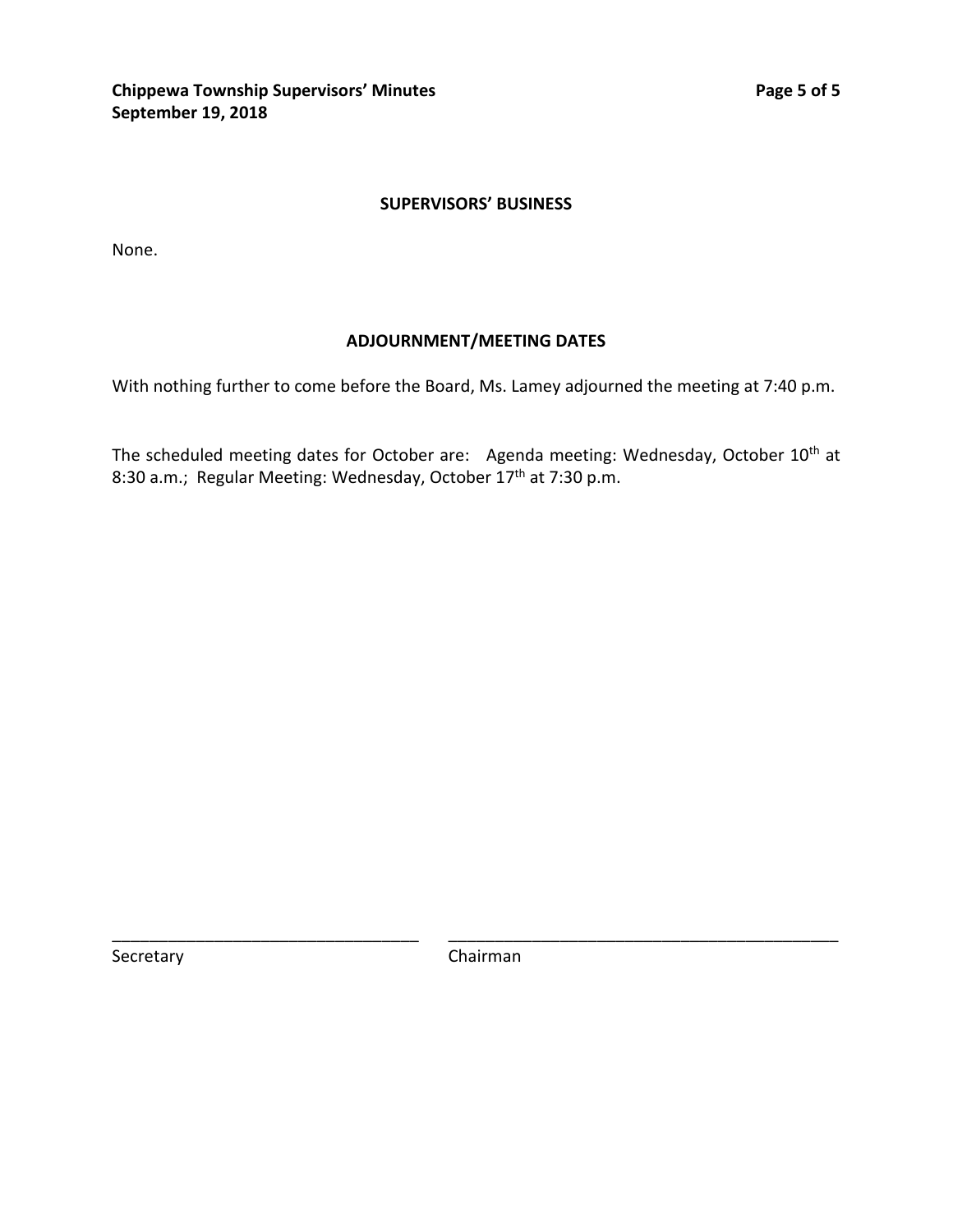## SUPERVISORS' BUSINESS

None.

## ADJOURNMENT/MEETING DATES

With nothing further to come before the Board, Ms. Lamey adjourned the meeting at 7:40 p.m.

The scheduled meeting dates for October are: Agenda meeting: Wednesday, October 10th at 8:30 a.m.; Regular Meeting: Wednesday, October 17th at 7:30 p.m.

| | |
|---|---|
| \_\_\_\_\_\_\_\_\_\_\_\_\_\_\_\_\_\_\_\_\_\_\_\_\_\_\_\_\_\_\_\_ | \_\_\_\_\_\_\_\_\_\_\_\_\_\_\_\_\_\_\_\_\_\_\_\_\_\_\_\_\_\_\_\_\_\_\_\_\_\_\_\_\_\_ |
| Secretary | Chairman |